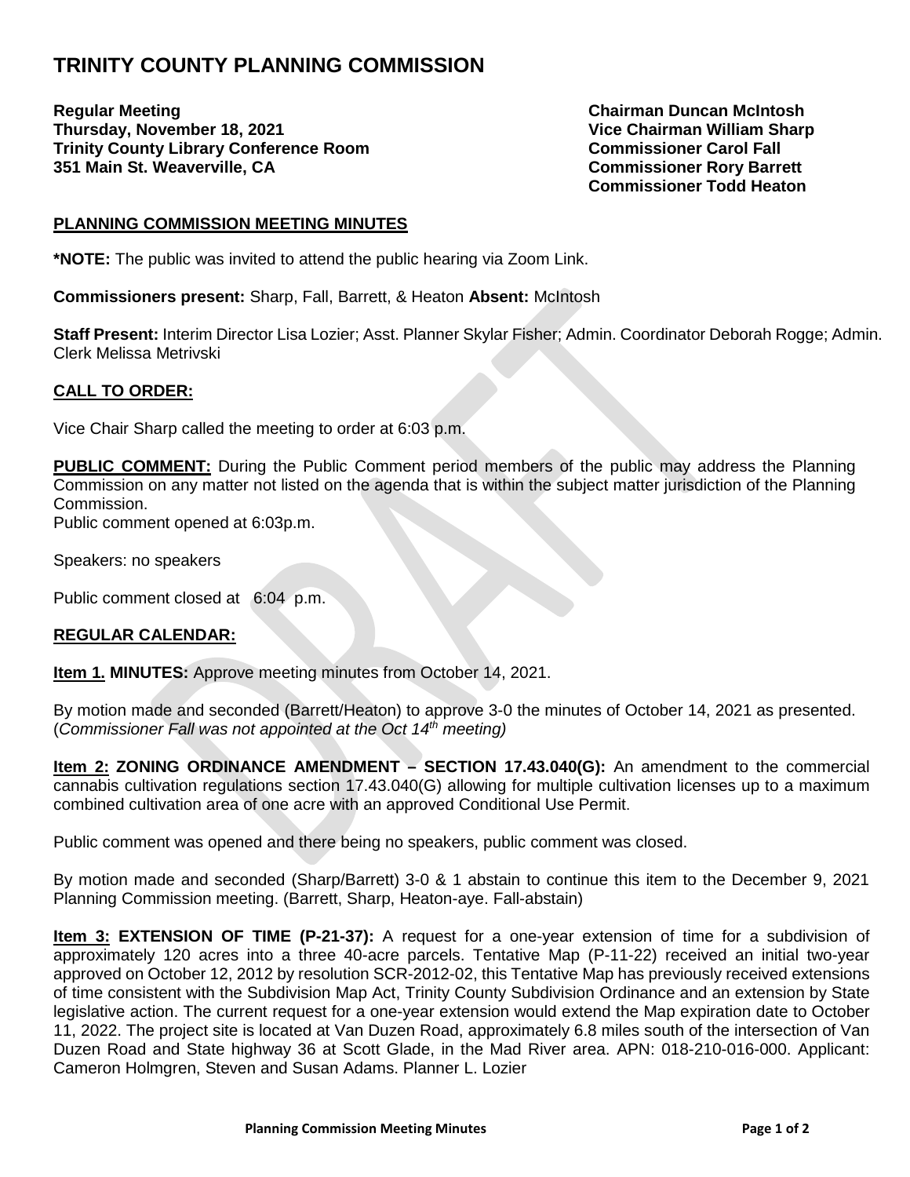# TRINITY COUNTY PLANNING COMMISSION

**Regular Meeting**
**Thursday, November 18, 2021**
**Trinity County Library Conference Room**
**351 Main St. Weaverville, CA**

**Chairman Duncan McIntosh**
**Vice Chairman William Sharp**
**Commissioner Carol Fall**
**Commissioner Rory Barrett**
**Commissioner Todd Heaton**

## PLANNING COMMISSION MEETING MINUTES

**\*NOTE:** The public was invited to attend the public hearing via Zoom Link.

**Commissioners present:** Sharp, Fall, Barrett, & Heaton **Absent:** McIntosh

**Staff Present:** Interim Director Lisa Lozier; Asst. Planner Skylar Fisher; Admin. Coordinator Deborah Rogge; Admin. Clerk Melissa Metrivski

## CALL TO ORDER:

Vice Chair Sharp called the meeting to order at 6:03 p.m.

**PUBLIC COMMENT:** During the Public Comment period members of the public may address the Planning Commission on any matter not listed on the agenda that is within the subject matter jurisdiction of the Planning Commission.
Public comment opened at 6:03p.m.

Speakers: no speakers

Public comment closed at 6:04 p.m.

## REGULAR CALENDAR:

**Item 1. MINUTES:** Approve meeting minutes from October 14, 2021.

By motion made and seconded (Barrett/Heaton) to approve 3-0 the minutes of October 14, 2021 as presented. (*Commissioner Fall was not appointed at the Oct 14th meeting)*

**Item 2: ZONING ORDINANCE AMENDMENT – SECTION 17.43.040(G):** An amendment to the commercial cannabis cultivation regulations section 17.43.040(G) allowing for multiple cultivation licenses up to a maximum combined cultivation area of one acre with an approved Conditional Use Permit.

Public comment was opened and there being no speakers, public comment was closed.

By motion made and seconded (Sharp/Barrett) 3-0 & 1 abstain to continue this item to the December 9, 2021 Planning Commission meeting. (Barrett, Sharp, Heaton-aye. Fall-abstain)

**Item 3: EXTENSION OF TIME (P-21-37):** A request for a one-year extension of time for a subdivision of approximately 120 acres into a three 40-acre parcels. Tentative Map (P-11-22) received an initial two-year approved on October 12, 2012 by resolution SCR-2012-02, this Tentative Map has previously received extensions of time consistent with the Subdivision Map Act, Trinity County Subdivision Ordinance and an extension by State legislative action. The current request for a one-year extension would extend the Map expiration date to October 11, 2022. The project site is located at Van Duzen Road, approximately 6.8 miles south of the intersection of Van Duzen Road and State highway 36 at Scott Glade, in the Mad River area. APN: 018-210-016-000. Applicant: Cameron Holmgren, Steven and Susan Adams. Planner L. Lozier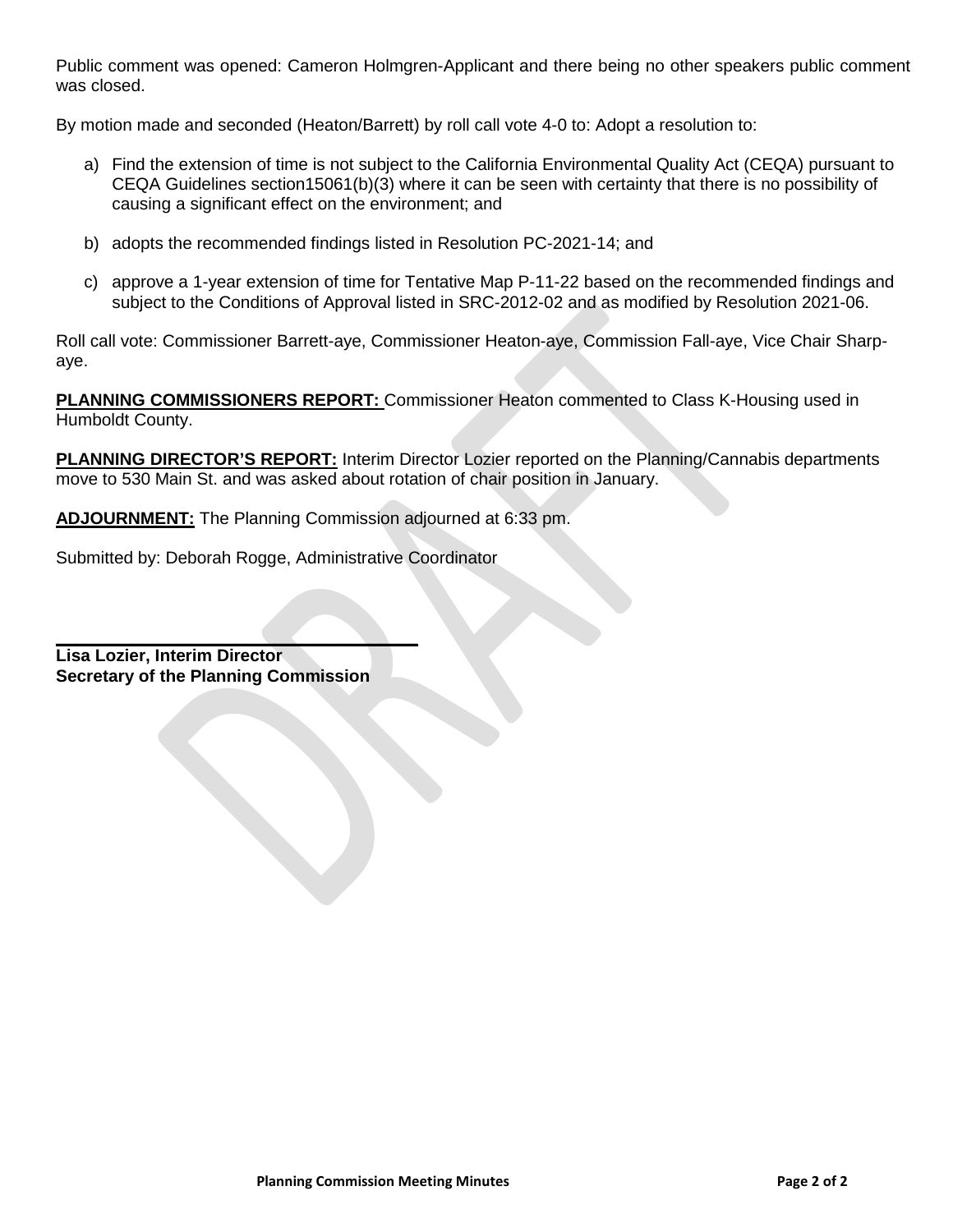Public comment was opened: Cameron Holmgren-Applicant and there being no other speakers public comment was closed.

By motion made and seconded (Heaton/Barrett) by roll call vote 4-0 to: Adopt a resolution to:

a) Find the extension of time is not subject to the California Environmental Quality Act (CEQA) pursuant to CEQA Guidelines section15061(b)(3) where it can be seen with certainty that there is no possibility of causing a significant effect on the environment; and

b) adopts the recommended findings listed in Resolution PC-2021-14; and

c) approve a 1-year extension of time for Tentative Map P-11-22 based on the recommended findings and subject to the Conditions of Approval listed in SRC-2012-02 and as modified by Resolution 2021-06.

Roll call vote: Commissioner Barrett-aye, Commissioner Heaton-aye, Commission Fall-aye, Vice Chair Sharp-aye.

**PLANNING COMMISSIONERS REPORT:** Commissioner Heaton commented to Class K-Housing used in Humboldt County.

**PLANNING DIRECTOR'S REPORT:** Interim Director Lozier reported on the Planning/Cannabis departments move to 530 Main St. and was asked about rotation of chair position in January.

**ADJOURNMENT:** The Planning Commission adjourned at 6:33 pm.

Submitted by: Deborah Rogge, Administrative Coordinator

\_\_\_\_\_\_\_\_\_\_\_\_\_\_\_\_\_\_\_\_\_\_\_\_\_\_\_\_\_\_\_\_\_\_\_\_\_\_

**Lisa Lozier, Interim Director**
**Secretary of the Planning Commission**

DRAFT